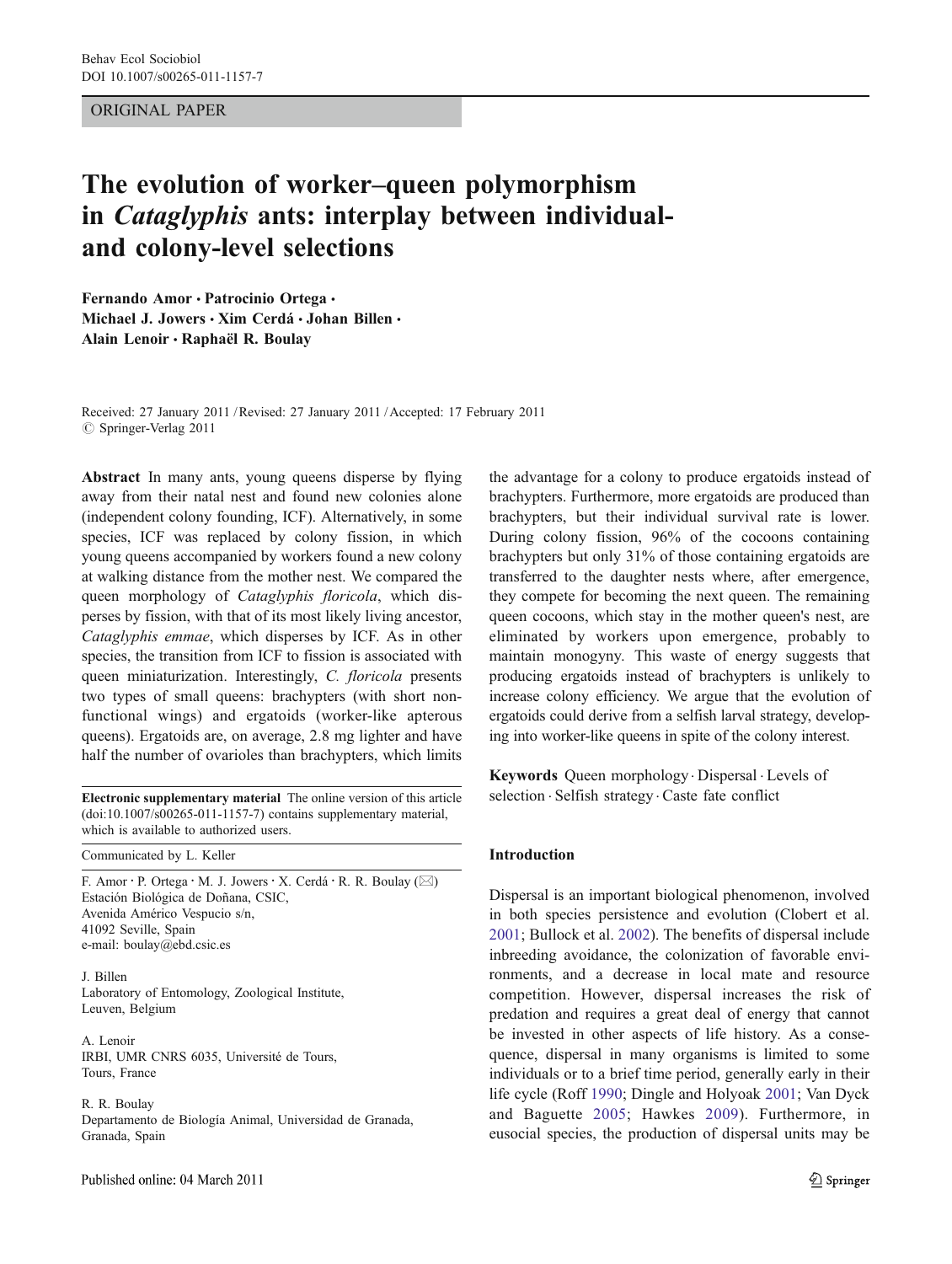ORIGINAL PAPER

# The evolution of worker–queen polymorphism in *Cataglyphis* ants: interplay between individual- and colony-level selections

**Fernando Amor · Patrocinio Ortega · Michael J. Jowers · Xim Cerdá · Johan Billen · Alain Lenoir · Raphaël R. Boulay**

Received: 27 January 2011 / Revised: 27 January 2011 / Accepted: 17 February 2011
© Springer-Verlag 2011

**Abstract** In many ants, young queens disperse by flying away from their natal nest and found new colonies alone (independent colony founding, ICF). Alternatively, in some species, ICF was replaced by colony fission, in which young queens accompanied by workers found a new colony at walking distance from the mother nest. We compared the queen morphology of *Cataglyphis floricola*, which disperses by fission, with that of its most likely living ancestor, *Cataglyphis emmae*, which disperses by ICF. As in other species, the transition from ICF to fission is associated with queen miniaturization. Interestingly, *C. floricola* presents two types of small queens: brachypters (with short non-functional wings) and ergatoids (worker-like apterous queens). Ergatoids are, on average, 2.8 mg lighter and have half the number of ovarioles than brachypters, which limits the advantage for a colony to produce ergatoids instead of brachypters. Furthermore, more ergatoids are produced than brachypters, but their individual survival rate is lower. During colony fission, 96% of the cocoons containing brachypters but only 31% of those containing ergatoids are transferred to the daughter nests where, after emergence, they compete for becoming the next queen. The remaining queen cocoons, which stay in the mother queen's nest, are eliminated by workers upon emergence, probably to maintain monogyny. This waste of energy suggests that producing ergatoids instead of brachypters is unlikely to increase colony efficiency. We argue that the evolution of ergatoids could derive from a selfish larval strategy, developing into worker-like queens in spite of the colony interest.

**Keywords** Queen morphology · Dispersal · Levels of selection · Selfish strategy · Caste fate conflict

**Electronic supplementary material** The online version of this article (doi:10.1007/s00265-011-1157-7) contains supplementary material, which is available to authorized users.

Communicated by L. Keller

F. Amor · P. Ortega · M. J. Jowers · X. Cerdá · R. R. Boulay (✉)
Estación Biológica de Doñana, CSIC,
Avenida Américo Vespucio s/n,
41092 Seville, Spain
e-mail: boulay@ebd.csic.es

J. Billen
Laboratory of Entomology, Zoological Institute,
Leuven, Belgium

A. Lenoir
IRBI, UMR CNRS 6035, Université de Tours,
Tours, France

R. R. Boulay
Departamento de Biología Animal, Universidad de Granada,
Granada, Spain

## Introduction

Dispersal is an important biological phenomenon, involved in both species persistence and evolution (Clobert et al. 2001; Bullock et al. 2002). The benefits of dispersal include inbreeding avoidance, the colonization of favorable environments, and a decrease in local mate and resource competition. However, dispersal increases the risk of predation and requires a great deal of energy that cannot be invested in other aspects of life history. As a consequence, dispersal in many organisms is limited to some individuals or to a brief time period, generally early in their life cycle (Roff 1990; Dingle and Holyoak 2001; Van Dyck and Baguette 2005; Hawkes 2009). Furthermore, in eusocial species, the production of dispersal units may be

Published online: 04 March 2011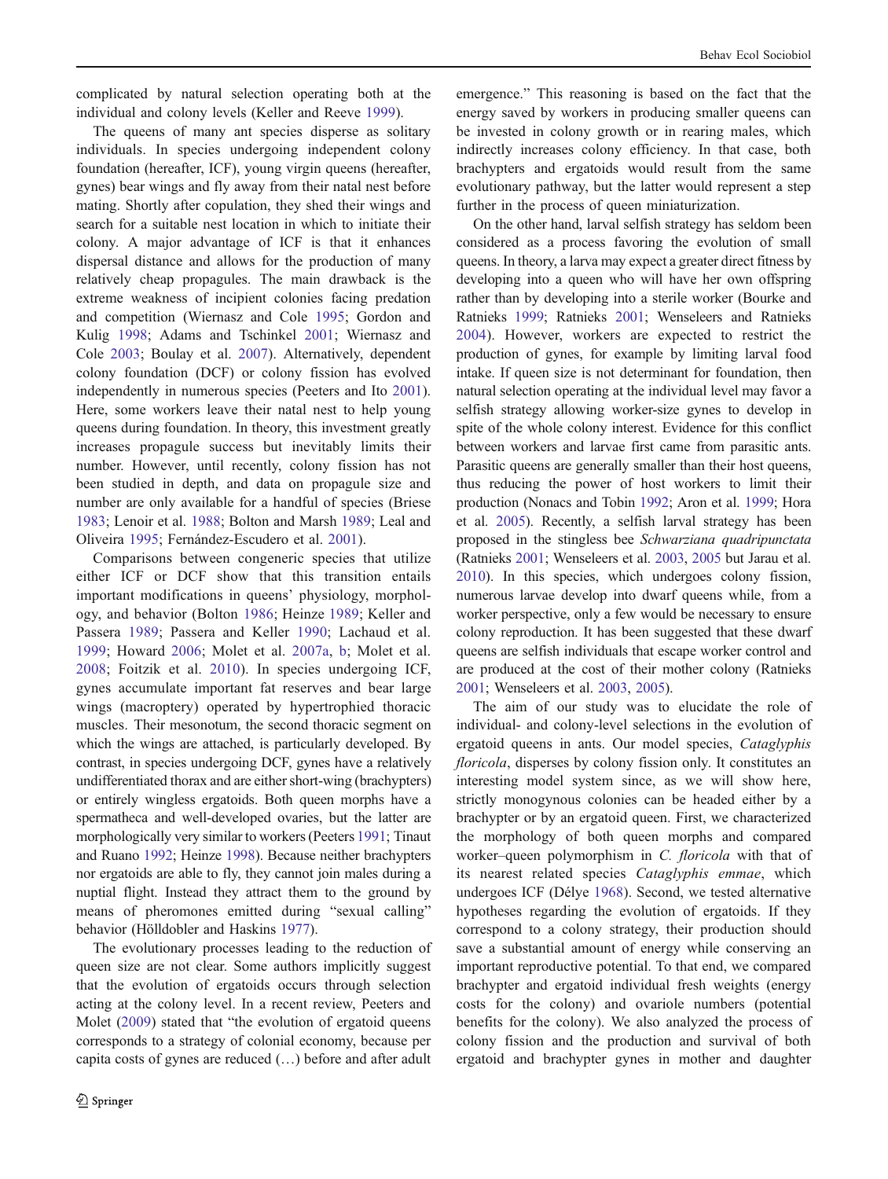complicated by natural selection operating both at the individual and colony levels (Keller and Reeve 1999).

The queens of many ant species disperse as solitary individuals. In species undergoing independent colony foundation (hereafter, ICF), young virgin queens (hereafter, gynes) bear wings and fly away from their natal nest before mating. Shortly after copulation, they shed their wings and search for a suitable nest location in which to initiate their colony. A major advantage of ICF is that it enhances dispersal distance and allows for the production of many relatively cheap propagules. The main drawback is the extreme weakness of incipient colonies facing predation and competition (Wiernasz and Cole 1995; Gordon and Kulig 1998; Adams and Tschinkel 2001; Wiernasz and Cole 2003; Boulay et al. 2007). Alternatively, dependent colony foundation (DCF) or colony fission has evolved independently in numerous species (Peeters and Ito 2001). Here, some workers leave their natal nest to help young queens during foundation. In theory, this investment greatly increases propagule success but inevitably limits their number. However, until recently, colony fission has not been studied in depth, and data on propagule size and number are only available for a handful of species (Briese 1983; Lenoir et al. 1988; Bolton and Marsh 1989; Leal and Oliveira 1995; Fernández-Escudero et al. 2001).

Comparisons between congeneric species that utilize either ICF or DCF show that this transition entails important modifications in queens' physiology, morphology, and behavior (Bolton 1986; Heinze 1989; Keller and Passera 1989; Passera and Keller 1990; Lachaud et al. 1999; Howard 2006; Molet et al. 2007a, b; Molet et al. 2008; Foitzik et al. 2010). In species undergoing ICF, gynes accumulate important fat reserves and bear large wings (macroptery) operated by hypertrophied thoracic muscles. Their mesonotum, the second thoracic segment on which the wings are attached, is particularly developed. By contrast, in species undergoing DCF, gynes have a relatively undifferentiated thorax and are either short-wing (brachypters) or entirely wingless ergatoids. Both queen morphs have a spermatheca and well-developed ovaries, but the latter are morphologically very similar to workers (Peeters 1991; Tinaut and Ruano 1992; Heinze 1998). Because neither brachypters nor ergatoids are able to fly, they cannot join males during a nuptial flight. Instead they attract them to the ground by means of pheromones emitted during "sexual calling" behavior (Hölldobler and Haskins 1977).

The evolutionary processes leading to the reduction of queen size are not clear. Some authors implicitly suggest that the evolution of ergatoids occurs through selection acting at the colony level. In a recent review, Peeters and Molet (2009) stated that "the evolution of ergatoid queens corresponds to a strategy of colonial economy, because per capita costs of gynes are reduced (…) before and after adult emergence." This reasoning is based on the fact that the energy saved by workers in producing smaller queens can be invested in colony growth or in rearing males, which indirectly increases colony efficiency. In that case, both brachypters and ergatoids would result from the same evolutionary pathway, but the latter would represent a step further in the process of queen miniaturization.

On the other hand, larval selfish strategy has seldom been considered as a process favoring the evolution of small queens. In theory, a larva may expect a greater direct fitness by developing into a queen who will have her own offspring rather than by developing into a sterile worker (Bourke and Ratnieks 1999; Ratnieks 2001; Wenseleers and Ratnieks 2004). However, workers are expected to restrict the production of gynes, for example by limiting larval food intake. If queen size is not determinant for foundation, then natural selection operating at the individual level may favor a selfish strategy allowing worker-size gynes to develop in spite of the whole colony interest. Evidence for this conflict between workers and larvae first came from parasitic ants. Parasitic queens are generally smaller than their host queens, thus reducing the power of host workers to limit their production (Nonacs and Tobin 1992; Aron et al. 1999; Hora et al. 2005). Recently, a selfish larval strategy has been proposed in the stingless bee *Schwarziana quadripunctata* (Ratnieks 2001; Wenseleers et al. 2003, 2005 but Jarau et al. 2010). In this species, which undergoes colony fission, numerous larvae develop into dwarf queens while, from a worker perspective, only a few would be necessary to ensure colony reproduction. It has been suggested that these dwarf queens are selfish individuals that escape worker control and are produced at the cost of their mother colony (Ratnieks 2001; Wenseleers et al. 2003, 2005).

The aim of our study was to elucidate the role of individual- and colony-level selections in the evolution of ergatoid queens in ants. Our model species, *Cataglyphis floricola*, disperses by colony fission only. It constitutes an interesting model system since, as we will show here, strictly monogynous colonies can be headed either by a brachypter or by an ergatoid queen. First, we characterized the morphology of both queen morphs and compared worker–queen polymorphism in *C. floricola* with that of its nearest related species *Cataglyphis emmae*, which undergoes ICF (Délye 1968). Second, we tested alternative hypotheses regarding the evolution of ergatoids. If they correspond to a colony strategy, their production should save a substantial amount of energy while conserving an important reproductive potential. To that end, we compared brachypter and ergatoid individual fresh weights (energy costs for the colony) and ovariole numbers (potential benefits for the colony). We also analyzed the process of colony fission and the production and survival of both ergatoid and brachypter gynes in mother and daughter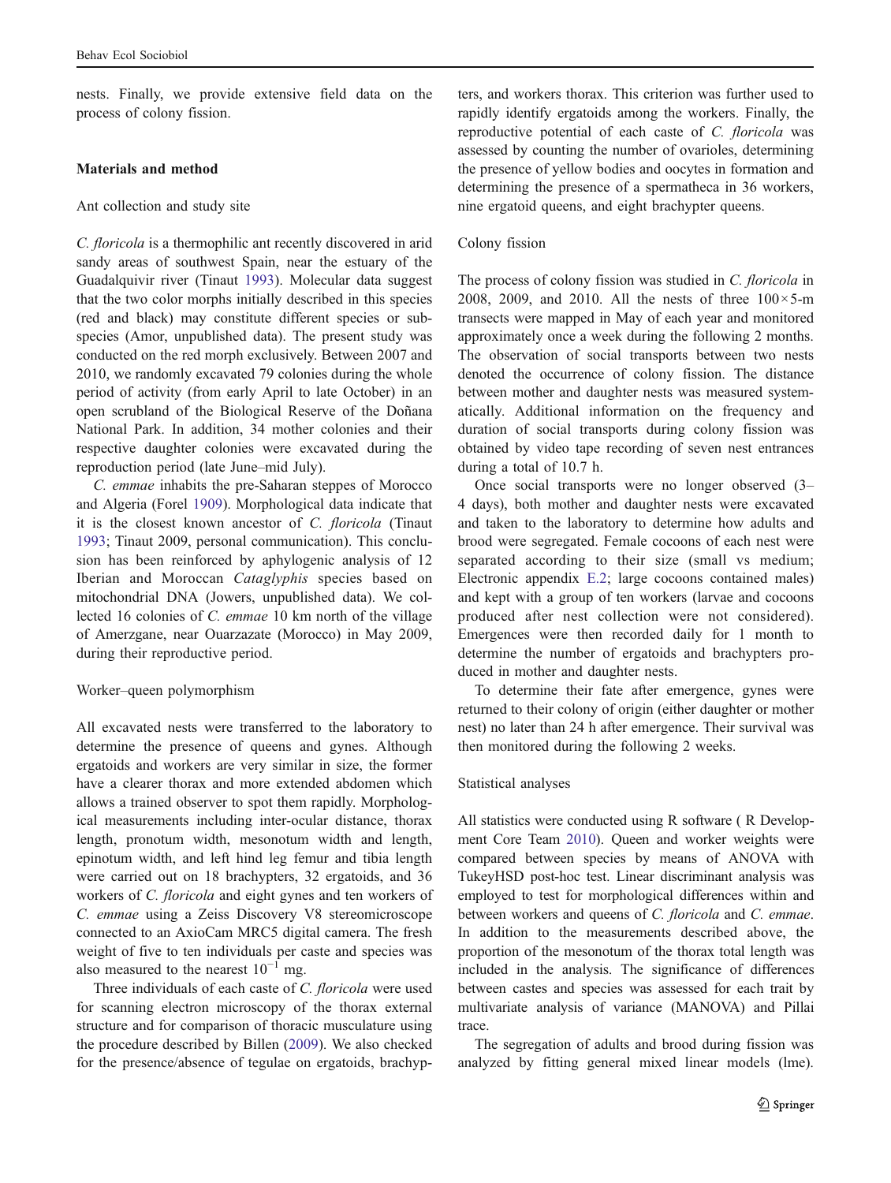nests. Finally, we provide extensive field data on the process of colony fission.

## Materials and method

### Ant collection and study site

*C. floricola* is a thermophilic ant recently discovered in arid sandy areas of southwest Spain, near the estuary of the Guadalquivir river (Tinaut 1993). Molecular data suggest that the two color morphs initially described in this species (red and black) may constitute different species or subspecies (Amor, unpublished data). The present study was conducted on the red morph exclusively. Between 2007 and 2010, we randomly excavated 79 colonies during the whole period of activity (from early April to late October) in an open scrubland of the Biological Reserve of the Doñana National Park. In addition, 34 mother colonies and their respective daughter colonies were excavated during the reproduction period (late June–mid July).

*C. emmae* inhabits the pre-Saharan steppes of Morocco and Algeria (Forel 1909). Morphological data indicate that it is the closest known ancestor of *C. floricola* (Tinaut 1993; Tinaut 2009, personal communication). This conclusion has been reinforced by aphylogenic analysis of 12 Iberian and Moroccan *Cataglyphis* species based on mitochondrial DNA (Jowers, unpublished data). We collected 16 colonies of *C. emmae* 10 km north of the village of Amerzgane, near Ouarzazate (Morocco) in May 2009, during their reproductive period.

### Worker–queen polymorphism

All excavated nests were transferred to the laboratory to determine the presence of queens and gynes. Although ergatoids and workers are very similar in size, the former have a clearer thorax and more extended abdomen which allows a trained observer to spot them rapidly. Morphological measurements including inter-ocular distance, thorax length, pronotum width, mesonotum width and length, epinotum width, and left hind leg femur and tibia length were carried out on 18 brachypters, 32 ergatoids, and 36 workers of *C. floricola* and eight gynes and ten workers of *C. emmae* using a Zeiss Discovery V8 stereomicroscope connected to an AxioCam MRC5 digital camera. The fresh weight of five to ten individuals per caste and species was also measured to the nearest $10^{-1}$ mg.

Three individuals of each caste of *C. floricola* were used for scanning electron microscopy of the thorax external structure and for comparison of thoracic musculature using the procedure described by Billen (2009). We also checked for the presence/absence of tegulae on ergatoids, brachypters, and workers thorax. This criterion was further used to rapidly identify ergatoids among the workers. Finally, the reproductive potential of each caste of *C. floricola* was assessed by counting the number of ovarioles, determining the presence of yellow bodies and oocytes in formation and determining the presence of a spermatheca in 36 workers, nine ergatoid queens, and eight brachypter queens.

### Colony fission

The process of colony fission was studied in *C. floricola* in 2008, 2009, and 2010. All the nests of three $100 \times 5$-m transects were mapped in May of each year and monitored approximately once a week during the following 2 months. The observation of social transports between two nests denoted the occurrence of colony fission. The distance between mother and daughter nests was measured systematically. Additional information on the frequency and duration of social transports during colony fission was obtained by video tape recording of seven nest entrances during a total of 10.7 h.

Once social transports were no longer observed (3–4 days), both mother and daughter nests were excavated and taken to the laboratory to determine how adults and brood were segregated. Female cocoons of each nest were separated according to their size (small vs medium; Electronic appendix E.2; large cocoons contained males) and kept with a group of ten workers (larvae and cocoons produced after nest collection were not considered). Emergences were then recorded daily for 1 month to determine the number of ergatoids and brachypters produced in mother and daughter nests.

To determine their fate after emergence, gynes were returned to their colony of origin (either daughter or mother nest) no later than 24 h after emergence. Their survival was then monitored during the following 2 weeks.

### Statistical analyses

All statistics were conducted using R software ( R Development Core Team 2010). Queen and worker weights were compared between species by means of ANOVA with TukeyHSD post-hoc test. Linear discriminant analysis was employed to test for morphological differences within and between workers and queens of *C. floricola* and *C. emmae*. In addition to the measurements described above, the proportion of the mesonotum of the thorax total length was included in the analysis. The significance of differences between castes and species was assessed for each trait by multivariate analysis of variance (MANOVA) and Pillai trace.

The segregation of adults and brood during fission was analyzed by fitting general mixed linear models (lme).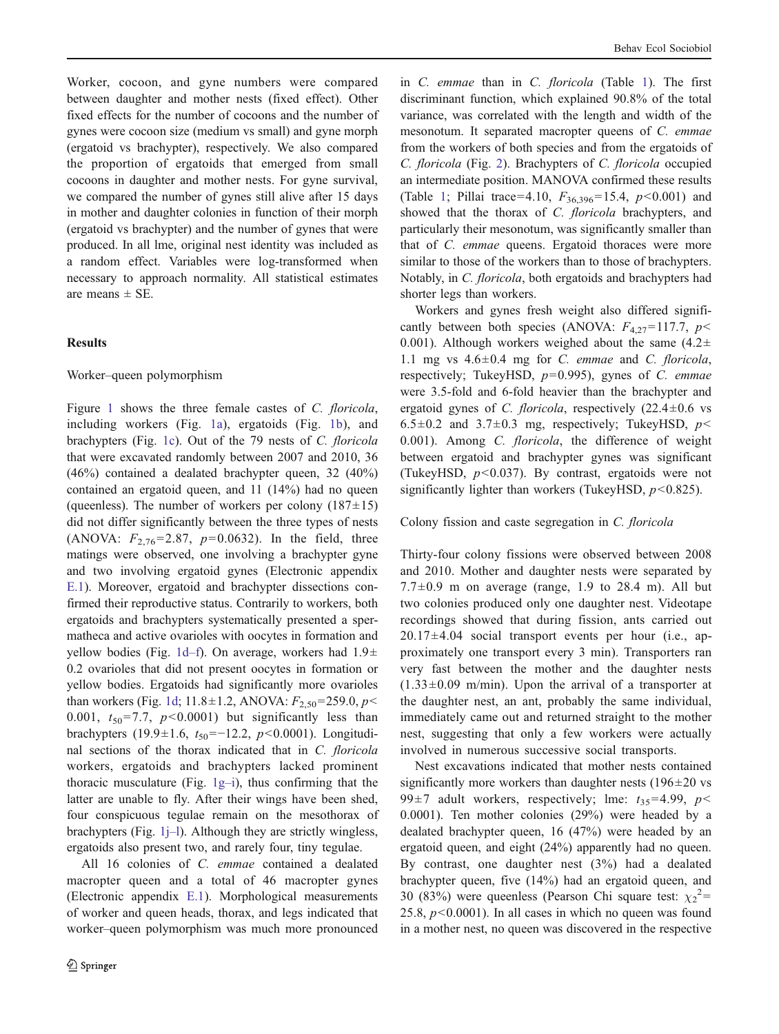Worker, cocoon, and gyne numbers were compared between daughter and mother nests (fixed effect). Other fixed effects for the number of cocoons and the number of gynes were cocoon size (medium vs small) and gyne morph (ergatoid vs brachypter), respectively. We also compared the proportion of ergatoids that emerged from small cocoons in daughter and mother nests. For gyne survival, we compared the number of gynes still alive after 15 days in mother and daughter colonies in function of their morph (ergatoid vs brachypter) and the number of gynes that were produced. In all lme, original nest identity was included as a random effect. Variables were log-transformed when necessary to approach normality. All statistical estimates are means ± SE.

## Results

### Worker–queen polymorphism

Figure 1 shows the three female castes of *C. floricola*, including workers (Fig. 1a), ergatoids (Fig. 1b), and brachypters (Fig. 1c). Out of the 79 nests of *C. floricola* that were excavated randomly between 2007 and 2010, 36 (46%) contained a dealated brachypter queen, 32 (40%) contained an ergatoid queen, and 11 (14%) had no queen (queenless). The number of workers per colony (187±15) did not differ significantly between the three types of nests (ANOVA: $F_{2,76}=2.87$, $p=0.0632$). In the field, three matings were observed, one involving a brachypter gyne and two involving ergatoid gynes (Electronic appendix E.1). Moreover, ergatoid and brachypter dissections confirmed their reproductive status. Contrarily to workers, both ergatoids and brachypters systematically presented a spermatheca and active ovarioles with oocytes in formation and yellow bodies (Fig. 1d–f). On average, workers had 1.9±0.2 ovarioles that did not present oocytes in formation or yellow bodies. Ergatoids had significantly more ovarioles than workers (Fig. 1d; 11.8±1.2, ANOVA: $F_{2,50}=259.0$, $p<0.001$, $t_{50}=7.7$, $p<0.0001$) but significantly less than brachypters (19.9±1.6, $t_{50}=-12.2$, $p<0.0001$). Longitudinal sections of the thorax indicated that in *C. floricola* workers, ergatoids and brachypters lacked prominent thoracic musculature (Fig. 1g–i), thus confirming that the latter are unable to fly. After their wings have been shed, four conspicuous tegulae remain on the mesothorax of brachypters (Fig. 1j–l). Although they are strictly wingless, ergatoids also present two, and rarely four, tiny tegulae.

All 16 colonies of *C. emmae* contained a dealated macropter queen and a total of 46 macropter gynes (Electronic appendix E.1). Morphological measurements of worker and queen heads, thorax, and legs indicated that worker–queen polymorphism was much more pronounced in *C. emmae* than in *C. floricola* (Table 1). The first discriminant function, which explained 90.8% of the total variance, was correlated with the length and width of the mesonotum. It separated macropter queens of *C. emmae* from the workers of both species and from the ergatoids of *C. floricola* (Fig. 2). Brachypters of *C. floricola* occupied an intermediate position. MANOVA confirmed these results (Table 1; Pillai trace=4.10, $F_{36,396}=15.4$, $p<0.001$) and showed that the thorax of *C. floricola* brachypters, and particularly their mesonotum, was significantly smaller than that of *C. emmae* queens. Ergatoid thoraces were more similar to those of the workers than to those of brachypters. Notably, in *C. floricola*, both ergatoids and brachypters had shorter legs than workers.

Workers and gynes fresh weight also differed significantly between both species (ANOVA: $F_{4,27}=117.7$, $p<0.001$). Although workers weighed about the same (4.2±1.1 mg vs 4.6±0.4 mg for *C. emmae* and *C. floricola*, respectively; TukeyHSD, $p=0.995$), gynes of *C. emmae* were 3.5-fold and 6-fold heavier than the brachypter and ergatoid gynes of *C. floricola*, respectively (22.4±0.6 vs 6.5±0.2 and 3.7±0.3 mg, respectively; TukeyHSD, $p<0.001$). Among *C. floricola*, the difference of weight between ergatoid and brachypter gynes was significant (TukeyHSD, $p<0.037$). By contrast, ergatoids were not significantly lighter than workers (TukeyHSD, $p<0.825$).

### Colony fission and caste segregation in *C. floricola*

Thirty-four colony fissions were observed between 2008 and 2010. Mother and daughter nests were separated by 7.7±0.9 m on average (range, 1.9 to 28.4 m). All but two colonies produced only one daughter nest. Videotape recordings showed that during fission, ants carried out 20.17±4.04 social transport events per hour (i.e., approximately one transport every 3 min). Transporters ran very fast between the mother and the daughter nests (1.33±0.09 m/min). Upon the arrival of a transporter at the daughter nest, an ant, probably the same individual, immediately came out and returned straight to the mother nest, suggesting that only a few workers were actually involved in numerous successive social transports.

Nest excavations indicated that mother nests contained significantly more workers than daughter nests (196±20 vs 99±7 adult workers, respectively; lme: $t_{35}=4.99$, $p<0.0001$). Ten mother colonies (29%) were headed by a dealated brachypter queen, 16 (47%) were headed by an ergatoid queen, and eight (24%) apparently had no queen. By contrast, one daughter nest (3%) had a dealated brachypter queen, five (14%) had an ergatoid queen, and 30 (83%) were queenless (Pearson Chi square test: $\chi_2^2=25.8$, $p<0.0001$). In all cases in which no queen was found in a mother nest, no queen was discovered in the respective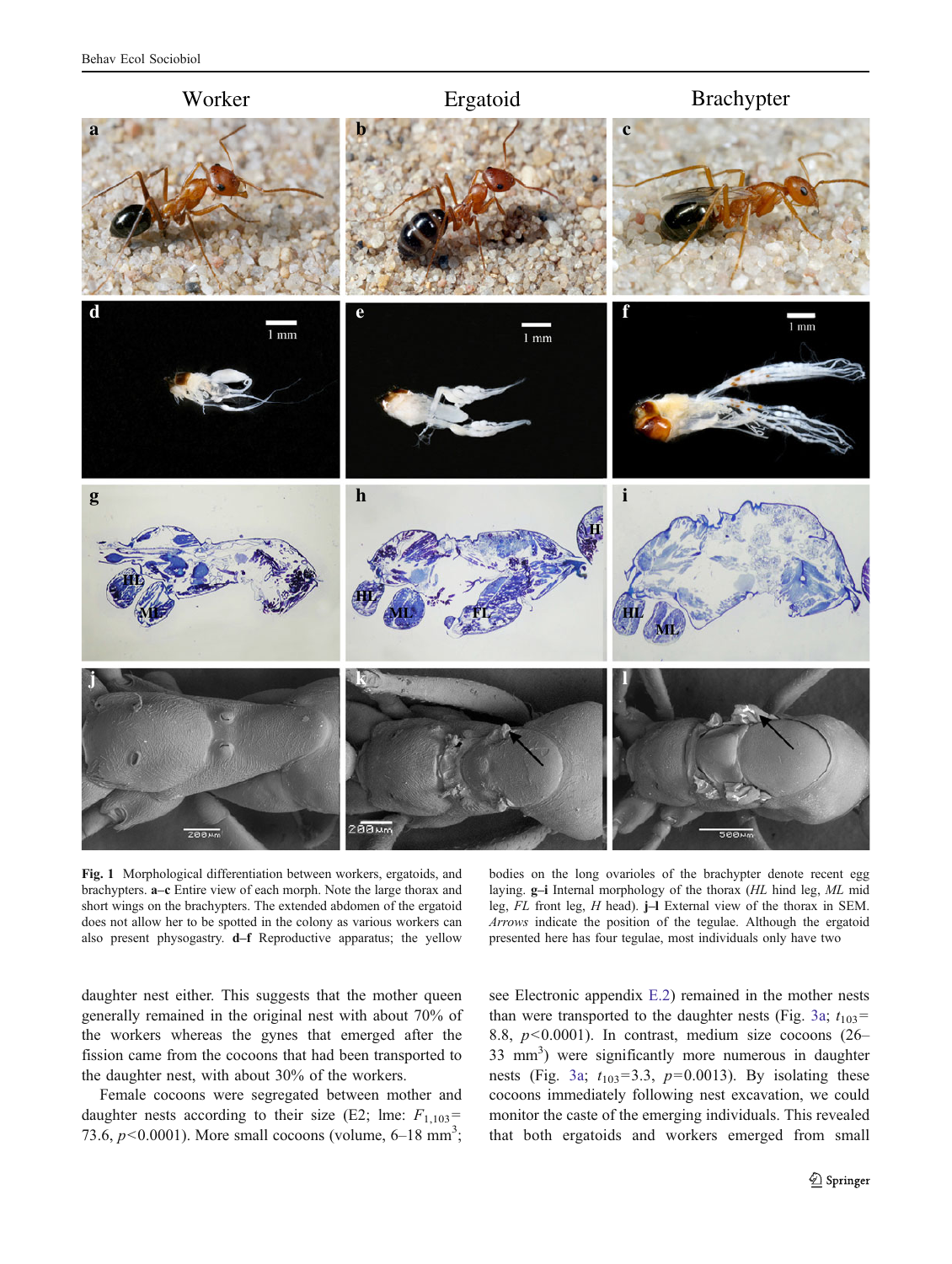**Fig. 1** Morphological differentiation between workers, ergatoids, and brachypters. **a–c** Entire view of each morph. Note the large thorax and short wings on the brachypters. The extended abdomen of the ergatoid does not allow her to be spotted in the colony as various workers can also present physogastry. **d–f** Reproductive apparatus; the yellow bodies on the long ovarioles of the brachypter denote recent egg laying. **g–i** Internal morphology of the thorax (*HL* hind leg, *ML* mid leg, *FL* front leg, *H* head). **j–l** External view of the thorax in SEM. *Arrows* indicate the position of the tegulae. Although the ergatoid presented here has four tegulae, most individuals only have two

daughter nest either. This suggests that the mother queen generally remained in the original nest with about 70% of the workers whereas the gynes that emerged after the fission came from the cocoons that had been transported to the daughter nest, with about 30% of the workers.

Female cocoons were segregated between mother and daughter nests according to their size (E2; lme: $F_{1,103}=73.6$, $p<0.0001$). More small cocoons (volume, 6–18 $mm^3$; see Electronic appendix E.2) remained in the mother nests than were transported to the daughter nests (Fig. 3a; $t_{103}=8.8$, $p<0.0001$). In contrast, medium size cocoons (26–33 $mm^3$) were significantly more numerous in daughter nests (Fig. 3a; $t_{103}=3.3$, $p=0.0013$). By isolating these cocoons immediately following nest excavation, we could monitor the caste of the emerging individuals. This revealed that both ergatoids and workers emerged from small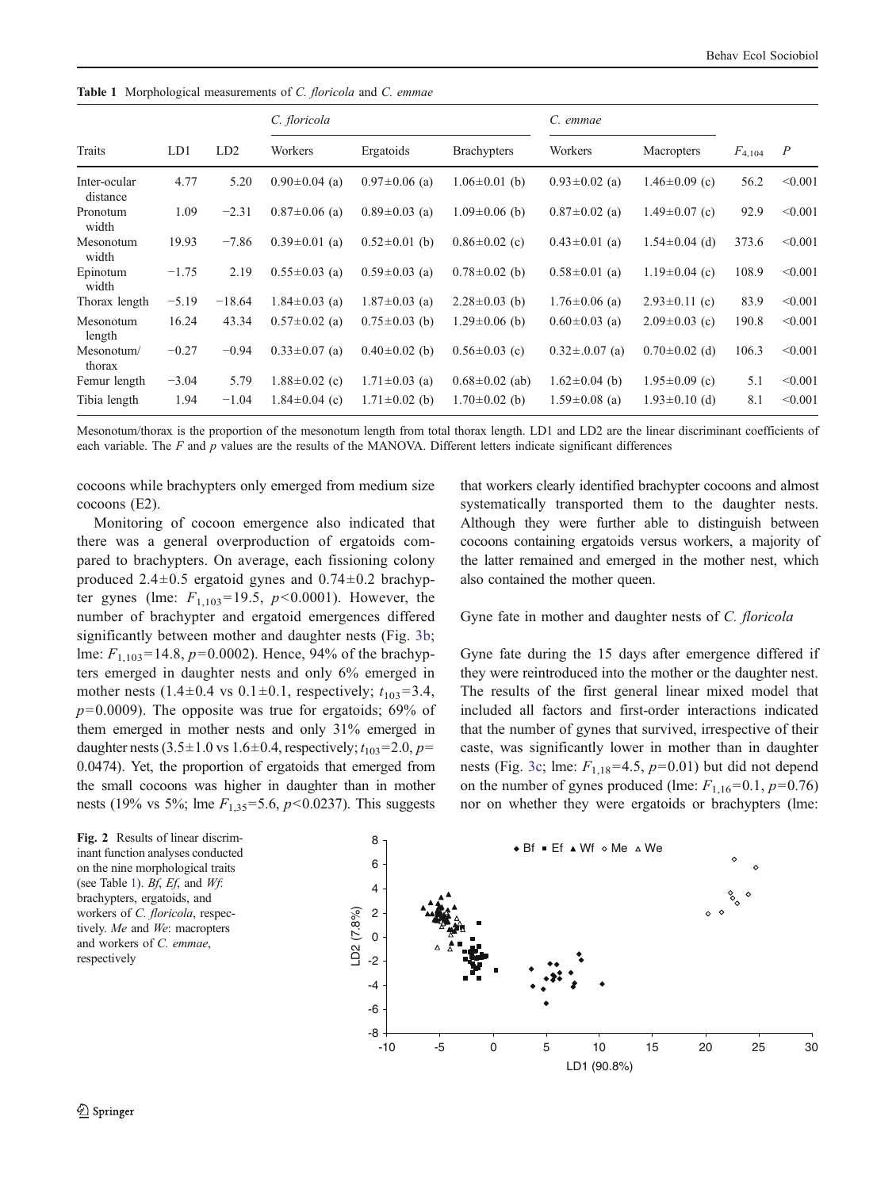**Table 1** Morphological measurements of *C. floricola* and *C. emmae*

| Traits | LD1 | LD2 | *C. floricola* | | | *C. emmae* | | $F_{4,104}$ | *P* |
|---|---|---|---|---|---|---|---|---|---|
| | | | Workers | Ergatoids | Brachypters | Workers | Macropters | | |
| Inter-ocular distance | 4.77 | 5.20 | 0.90±0.04 (a) | 0.97±0.06 (a) | 1.06±0.01 (b) | 0.93±0.02 (a) | 1.46±0.09 (c) | 56.2 | <0.001 |
| Pronotum width | 1.09 | −2.31 | 0.87±0.06 (a) | 0.89±0.03 (a) | 1.09±0.06 (b) | 0.87±0.02 (a) | 1.49±0.07 (c) | 92.9 | <0.001 |
| Mesonotum width | 19.93 | −7.86 | 0.39±0.01 (a) | 0.52±0.01 (b) | 0.86±0.02 (c) | 0.43±0.01 (a) | 1.54±0.04 (d) | 373.6 | <0.001 |
| Epinotum width | −1.75 | 2.19 | 0.55±0.03 (a) | 0.59±0.03 (a) | 0.78±0.02 (b) | 0.58±0.01 (a) | 1.19±0.04 (c) | 108.9 | <0.001 |
| Thorax length | −5.19 | −18.64 | 1.84±0.03 (a) | 1.87±0.03 (a) | 2.28±0.03 (b) | 1.76±0.06 (a) | 2.93±0.11 (c) | 83.9 | <0.001 |
| Mesonotum length | 16.24 | 43.34 | 0.57±0.02 (a) | 0.75±0.03 (b) | 1.29±0.06 (b) | 0.60±0.03 (a) | 2.09±0.03 (c) | 190.8 | <0.001 |
| Mesonotum/ thorax | −0.27 | −0.94 | 0.33±0.07 (a) | 0.40±0.02 (b) | 0.56±0.03 (c) | 0.32±.0.07 (a) | 0.70±0.02 (d) | 106.3 | <0.001 |
| Femur length | −3.04 | 5.79 | 1.88±0.02 (c) | 1.71±0.03 (a) | 0.68±0.02 (ab) | 1.62±0.04 (b) | 1.95±0.09 (c) | 5.1 | <0.001 |
| Tibia length | 1.94 | −1.04 | 1.84±0.04 (c) | 1.71±0.02 (b) | 1.70±0.02 (b) | 1.59±0.08 (a) | 1.93±0.10 (d) | 8.1 | <0.001 |

Mesonotum/thorax is the proportion of the mesonotum length from total thorax length. LD1 and LD2 are the linear discriminant coefficients of each variable. The *F* and *p* values are the results of the MANOVA. Different letters indicate significant differences

cocoons while brachypters only emerged from medium size cocoons (E2).

Monitoring of cocoon emergence also indicated that there was a general overproduction of ergatoids compared to brachypters. On average, each fissioning colony produced 2.4±0.5 ergatoid gynes and 0.74±0.2 brachypter gynes (lme: $F_{1,103}$=19.5, $p$<0.0001). However, the number of brachypter and ergatoid emergences differed significantly between mother and daughter nests (Fig. 3b; lme: $F_{1,103}$=14.8, $p$=0.0002). Hence, 94% of the brachypters emerged in daughter nests and only 6% emerged in mother nests (1.4±0.4 vs 0.1±0.1, respectively; $t_{103}$=3.4, $p$=0.0009). The opposite was true for ergatoids; 69% of them emerged in mother nests and only 31% emerged in daughter nests (3.5±1.0 vs 1.6±0.4, respectively; $t_{103}$=2.0, $p$=0.0474). Yet, the proportion of ergatoids that emerged from the small cocoons was higher in daughter than in mother nests (19% vs 5%; lme $F_{1,35}$=5.6, $p$<0.0237). This suggests that workers clearly identified brachypter cocoons and almost systematically transported them to the daughter nests. Although they were further able to distinguish between cocoons containing ergatoids versus workers, a majority of the latter remained and emerged in the mother nest, which also contained the mother queen.

### Gyne fate in mother and daughter nests of *C. floricola*

Gyne fate during the 15 days after emergence differed if they were reintroduced into the mother or the daughter nest. The results of the first general linear mixed model that included all factors and first-order interactions indicated that the number of gynes that survived, irrespective of their caste, was significantly lower in mother than in daughter nests (Fig. 3c; lme: $F_{1,18}$=4.5, $p$=0.01) but did not depend on the number of gynes produced (lme: $F_{1,16}$=0.1, $p$=0.76) nor on whether they were ergatoids or brachypters (lme:

**Fig. 2** Results of linear discriminant function analyses conducted on the nine morphological traits (see Table 1). *Bf*, *Ef*, and *Wf*: brachypters, ergatoids, and workers of *C. floricola*, respectively. *Me* and *We*: macropters and workers of *C. emmae*, respectively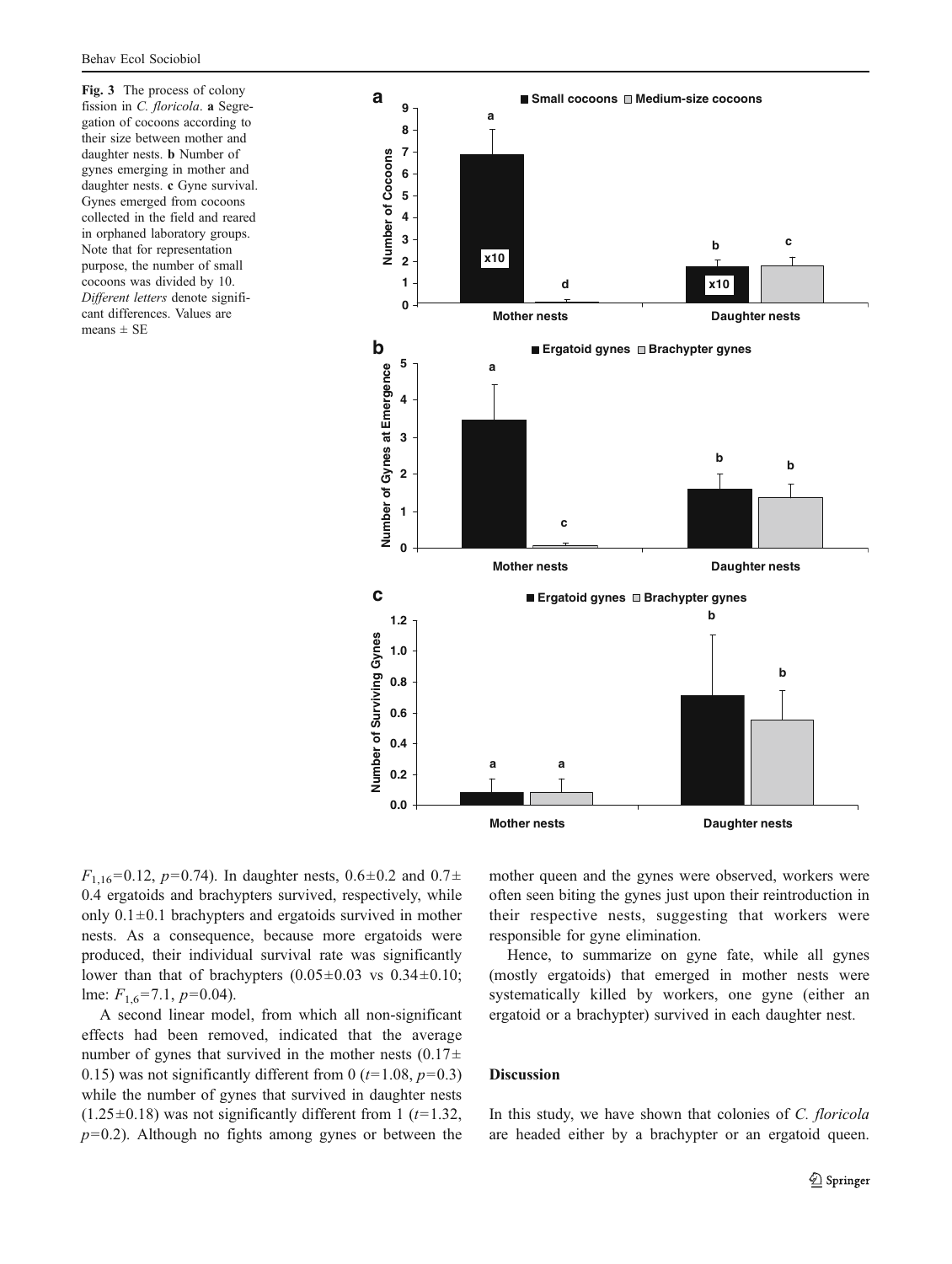Fig. 3 The process of colony fission in *C. floricola*. **a** Segregation of cocoons according to their size between mother and daughter nests. **b** Number of gynes emerging in mother and daughter nests. **c** Gyne survival. Gynes emerged from cocoons collected in the field and reared in orphaned laboratory groups. Note that for representation purpose, the number of small cocoons was divided by 10. *Different letters* denote significant differences. Values are means ± SE

$F_{1,16}=0.12$, $p=0.74$). In daughter nests, 0.6±0.2 and 0.7±0.4 ergatoids and brachypters survived, respectively, while only 0.1±0.1 brachypters and ergatoids survived in mother nests. As a consequence, because more ergatoids were produced, their individual survival rate was significantly lower than that of brachypters (0.05±0.03 vs 0.34±0.10; lme: $F_{1,6}=7.1$, $p=0.04$).

A second linear model, from which all non-significant effects had been removed, indicated that the average number of gynes that survived in the mother nests (0.17±0.15) was not significantly different from 0 ($t=1.08$, $p=0.3$) while the number of gynes that survived in daughter nests (1.25±0.18) was not significantly different from 1 ($t=1.32$, $p=0.2$). Although no fights among gynes or between the mother queen and the gynes were observed, workers were often seen biting the gynes just upon their reintroduction in their respective nests, suggesting that workers were responsible for gyne elimination.

Hence, to summarize on gyne fate, while all gynes (mostly ergatoids) that emerged in mother nests were systematically killed by workers, one gyne (either an ergatoid or a brachypter) survived in each daughter nest.

## Discussion

In this study, we have shown that colonies of *C. floricola* are headed either by a brachypter or an ergatoid queen.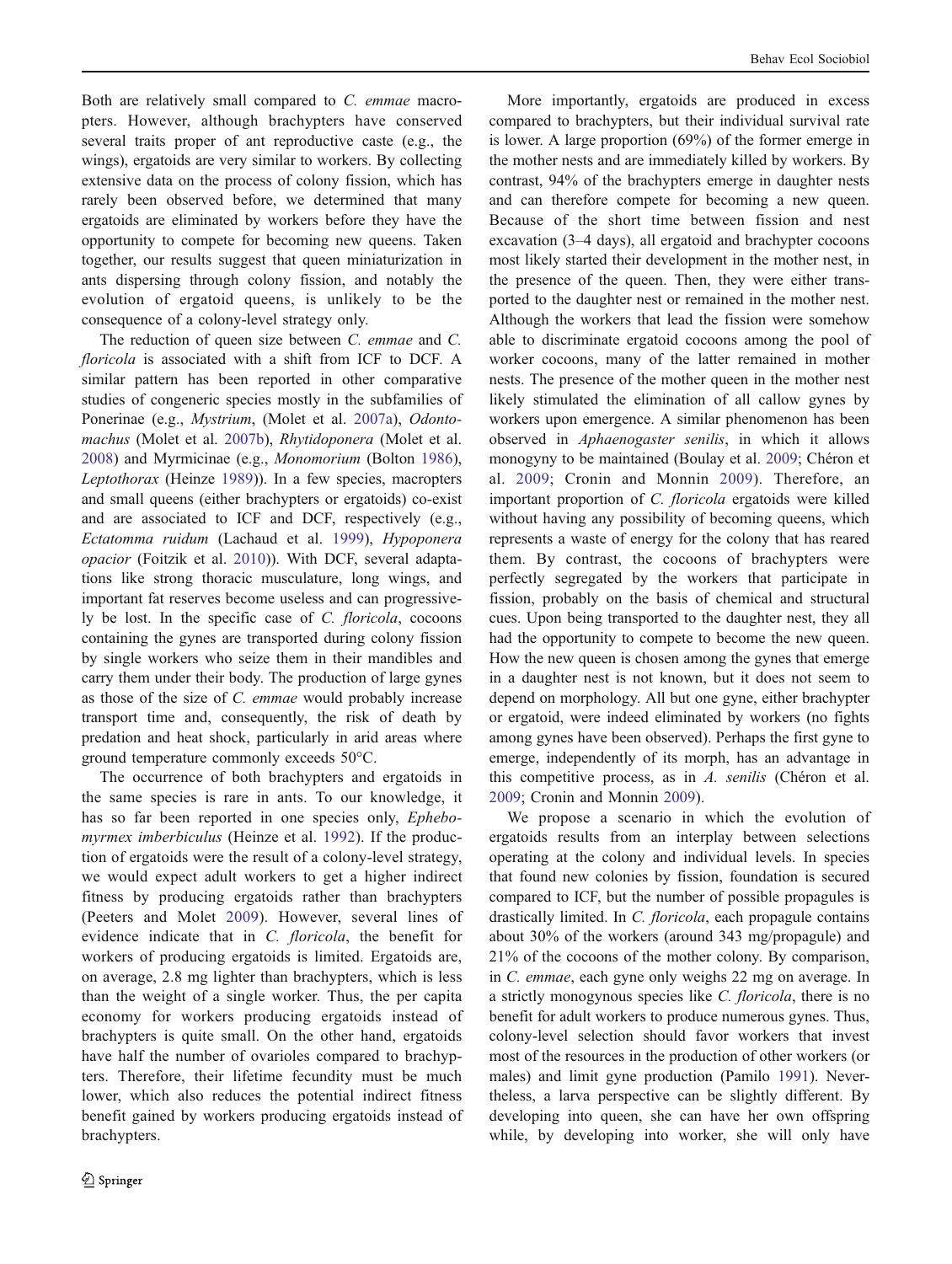Both are relatively small compared to *C. emmae* macropters. However, although brachypters have conserved several traits proper of ant reproductive caste (e.g., the wings), ergatoids are very similar to workers. By collecting extensive data on the process of colony fission, which has rarely been observed before, we determined that many ergatoids are eliminated by workers before they have the opportunity to compete for becoming new queens. Taken together, our results suggest that queen miniaturization in ants dispersing through colony fission, and notably the evolution of ergatoid queens, is unlikely to be the consequence of a colony-level strategy only.

The reduction of queen size between *C. emmae* and *C. floricola* is associated with a shift from ICF to DCF. A similar pattern has been reported in other comparative studies of congeneric species mostly in the subfamilies of Ponerinae (e.g., *Mystrium*, (Molet et al. 2007a), *Odontomachus* (Molet et al. 2007b), *Rhytidoponera* (Molet et al. 2008) and Myrmicinae (e.g., *Monomorium* (Bolton 1986), *Leptothorax* (Heinze 1989)). In a few species, macropters and small queens (either brachypters or ergatoids) co-exist and are associated to ICF and DCF, respectively (e.g., *Ectatomma ruidum* (Lachaud et al. 1999), *Hypoponera opacior* (Foitzik et al. 2010)). With DCF, several adaptations like strong thoracic musculature, long wings, and important fat reserves become useless and can progressively be lost. In the specific case of *C. floricola*, cocoons containing the gynes are transported during colony fission by single workers who seize them in their mandibles and carry them under their body. The production of large gynes as those of the size of *C. emmae* would probably increase transport time and, consequently, the risk of death by predation and heat shock, particularly in arid areas where ground temperature commonly exceeds 50°C.

The occurrence of both brachypters and ergatoids in the same species is rare in ants. To our knowledge, it has so far been reported in one species only, *Ephebomyrmex imberbiculus* (Heinze et al. 1992). If the production of ergatoids were the result of a colony-level strategy, we would expect adult workers to get a higher indirect fitness by producing ergatoids rather than brachypters (Peeters and Molet 2009). However, several lines of evidence indicate that in *C. floricola*, the benefit for workers of producing ergatoids is limited. Ergatoids are, on average, 2.8 mg lighter than brachypters, which is less than the weight of a single worker. Thus, the per capita economy for workers producing ergatoids instead of brachypters is quite small. On the other hand, ergatoids have half the number of ovarioles compared to brachypters. Therefore, their lifetime fecundity must be much lower, which also reduces the potential indirect fitness benefit gained by workers producing ergatoids instead of brachypters.

More importantly, ergatoids are produced in excess compared to brachypters, but their individual survival rate is lower. A large proportion (69%) of the former emerge in the mother nests and are immediately killed by workers. By contrast, 94% of the brachypters emerge in daughter nests and can therefore compete for becoming a new queen. Because of the short time between fission and nest excavation (3–4 days), all ergatoid and brachypter cocoons most likely started their development in the mother nest, in the presence of the queen. Then, they were either transported to the daughter nest or remained in the mother nest. Although the workers that lead the fission were somehow able to discriminate ergatoid cocoons among the pool of worker cocoons, many of the latter remained in mother nests. The presence of the mother queen in the mother nest likely stimulated the elimination of all callow gynes by workers upon emergence. A similar phenomenon has been observed in *Aphaenogaster senilis*, in which it allows monogyny to be maintained (Boulay et al. 2009; Chéron et al. 2009; Cronin and Monnin 2009). Therefore, an important proportion of *C. floricola* ergatoids were killed without having any possibility of becoming queens, which represents a waste of energy for the colony that has reared them. By contrast, the cocoons of brachypters were perfectly segregated by the workers that participate in fission, probably on the basis of chemical and structural cues. Upon being transported to the daughter nest, they all had the opportunity to compete to become the new queen. How the new queen is chosen among the gynes that emerge in a daughter nest is not known, but it does not seem to depend on morphology. All but one gyne, either brachypter or ergatoid, were indeed eliminated by workers (no fights among gynes have been observed). Perhaps the first gyne to emerge, independently of its morph, has an advantage in this competitive process, as in *A. senilis* (Chéron et al. 2009; Cronin and Monnin 2009).

We propose a scenario in which the evolution of ergatoids results from an interplay between selections operating at the colony and individual levels. In species that found new colonies by fission, foundation is secured compared to ICF, but the number of possible propagules is drastically limited. In *C. floricola*, each propagule contains about 30% of the workers (around 343 mg/propagule) and 21% of the cocoons of the mother colony. By comparison, in *C. emmae*, each gyne only weighs 22 mg on average. In a strictly monogynous species like *C. floricola*, there is no benefit for adult workers to produce numerous gynes. Thus, colony-level selection should favor workers that invest most of the resources in the production of other workers (or males) and limit gyne production (Pamilo 1991). Nevertheless, a larva perspective can be slightly different. By developing into queen, she can have her own offspring while, by developing into worker, she will only have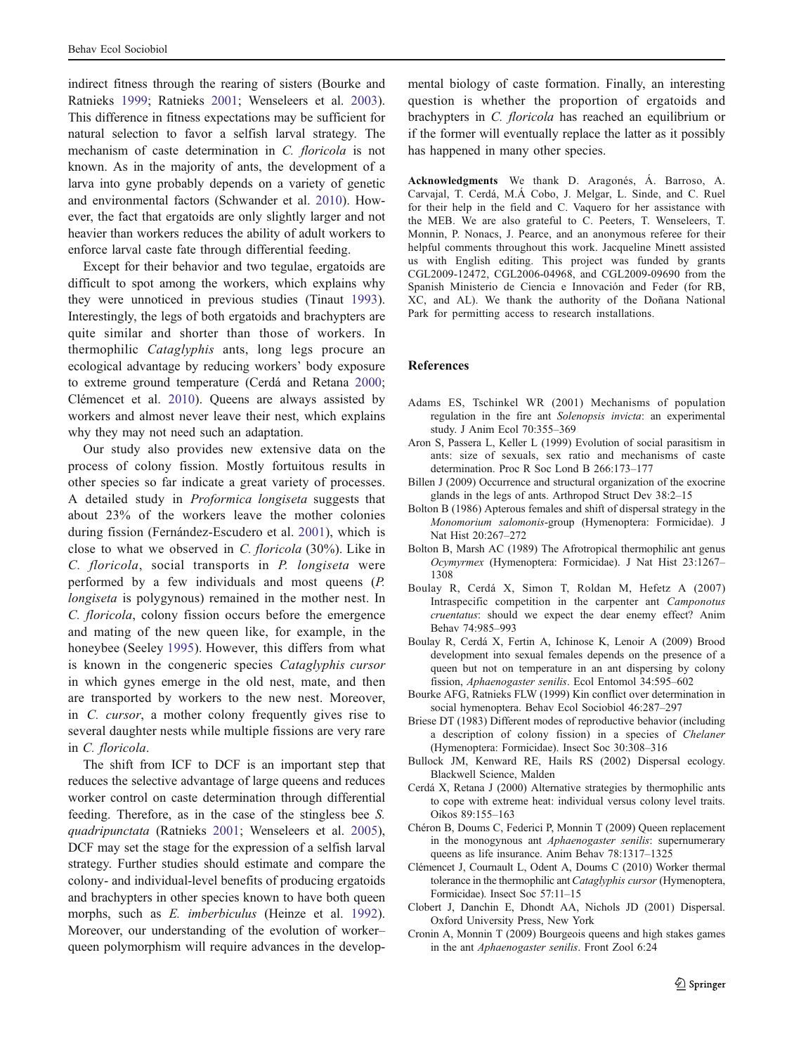indirect fitness through the rearing of sisters (Bourke and Ratnieks 1999; Ratnieks 2001; Wenseleers et al. 2003). This difference in fitness expectations may be sufficient for natural selection to favor a selfish larval strategy. The mechanism of caste determination in *C. floricola* is not known. As in the majority of ants, the development of a larva into gyne probably depends on a variety of genetic and environmental factors (Schwander et al. 2010). However, the fact that ergatoids are only slightly larger and not heavier than workers reduces the ability of adult workers to enforce larval caste fate through differential feeding.

Except for their behavior and two tegulae, ergatoids are difficult to spot among the workers, which explains why they were unnoticed in previous studies (Tinaut 1993). Interestingly, the legs of both ergatoids and brachypters are quite similar and shorter than those of workers. In thermophilic *Cataglyphis* ants, long legs procure an ecological advantage by reducing workers' body exposure to extreme ground temperature (Cerdá and Retana 2000; Clémencet et al. 2010). Queens are always assisted by workers and almost never leave their nest, which explains why they may not need such an adaptation.

Our study also provides new extensive data on the process of colony fission. Mostly fortuitous results in other species so far indicate a great variety of processes. A detailed study in *Proformica longiseta* suggests that about 23% of the workers leave the mother colonies during fission (Fernández-Escudero et al. 2001), which is close to what we observed in *C. floricola* (30%). Like in *C. floricola*, social transports in *P. longiseta* were performed by a few individuals and most queens (*P. longiseta* is polygynous) remained in the mother nest. In *C. floricola*, colony fission occurs before the emergence and mating of the new queen like, for example, in the honeybee (Seeley 1995). However, this differs from what is known in the congeneric species *Cataglyphis cursor* in which gynes emerge in the old nest, mate, and then are transported by workers to the new nest. Moreover, in *C. cursor*, a mother colony frequently gives rise to several daughter nests while multiple fissions are very rare in *C. floricola*.

The shift from ICF to DCF is an important step that reduces the selective advantage of large queens and reduces worker control on caste determination through differential feeding. Therefore, as in the case of the stingless bee *S. quadripunctata* (Ratnieks 2001; Wenseleers et al. 2005), DCF may set the stage for the expression of a selfish larval strategy. Further studies should estimate and compare the colony- and individual-level benefits of producing ergatoids and brachypters in other species known to have both queen morphs, such as *E. imberbiculus* (Heinze et al. 1992). Moreover, our understanding of the evolution of worker–queen polymorphism will require advances in the developmental biology of caste formation. Finally, an interesting question is whether the proportion of ergatoids and brachypters in *C. floricola* has reached an equilibrium or if the former will eventually replace the latter as it possibly has happened in many other species.

**Acknowledgments** We thank D. Aragonés, Á. Barroso, A. Carvajal, T. Cerdá, M.Á Cobo, J. Melgar, L. Sinde, and C. Ruel for their help in the field and C. Vaquero for her assistance with the MEB. We are also grateful to C. Peeters, T. Wenseleers, T. Monnin, P. Nonacs, J. Pearce, and an anonymous referee for their helpful comments throughout this work. Jacqueline Minett assisted us with English editing. This project was funded by grants CGL2009-12472, CGL2006-04968, and CGL2009-09690 from the Spanish Ministerio de Ciencia e Innovación and Feder (for RB, XC, and AL). We thank the authority of the Doñana National Park for permitting access to research installations.

## References

Adams ES, Tschinkel WR (2001) Mechanisms of population regulation in the fire ant *Solenopsis invicta*: an experimental study. J Anim Ecol 70:355–369

Aron S, Passera L, Keller L (1999) Evolution of social parasitism in ants: size of sexuals, sex ratio and mechanisms of caste determination. Proc R Soc Lond B 266:173–177

Billen J (2009) Occurrence and structural organization of the exocrine glands in the legs of ants. Arthropod Struct Dev 38:2–15

Bolton B (1986) Apterous females and shift of dispersal strategy in the *Monomorium salomonis*-group (Hymenoptera: Formicidae). J Nat Hist 20:267–272

Bolton B, Marsh AC (1989) The Afrotropical thermophilic ant genus *Ocymyrmex* (Hymenoptera: Formicidae). J Nat Hist 23:1267–1308

Boulay R, Cerdá X, Simon T, Roldan M, Hefetz A (2007) Intraspecific competition in the carpenter ant *Camponotus cruentatus*: should we expect the dear enemy effect? Anim Behav 74:985–993

Boulay R, Cerdá X, Fertin A, Ichinose K, Lenoir A (2009) Brood development into sexual females depends on the presence of a queen but not on temperature in an ant dispersing by colony fission, *Aphaenogaster senilis*. Ecol Entomol 34:595–602

Bourke AFG, Ratnieks FLW (1999) Kin conflict over caste determination in social hymenoptera. Behav Ecol Sociobiol 46:287–297

Briese DT (1983) Different modes of reproductive behavior (including a description of colony fission) in a species of *Chelaner* (Hymenoptera: Formicidae). Insect Soc 30:308–316

Bullock JM, Kenward RE, Hails RS (2002) Dispersal ecology. Blackwell Science, Malden

Cerdá X, Retana J (2000) Alternative strategies by thermophilic ants to cope with extreme heat: individual versus colony level traits. Oikos 89:155–163

Chéron B, Doums C, Federici P, Monnin T (2009) Queen replacement in the monogynous ant *Aphaenogaster senilis*: supernumerary queens as life insurance. Anim Behav 78:1317–1325

Clémencet J, Cournault L, Odent A, Doums C (2010) Worker thermal tolerance in the thermophilic ant *Cataglyphis cursor* (Hymenoptera, Formicidae). Insect Soc 57:11–15

Clobert J, Danchin E, Dhondt AA, Nichols JD (2001) Dispersal. Oxford University Press, New York

Cronin A, Monnin T (2009) Bourgeois queens and high stakes games in the ant *Aphaenogaster senilis*. Front Zool 6:24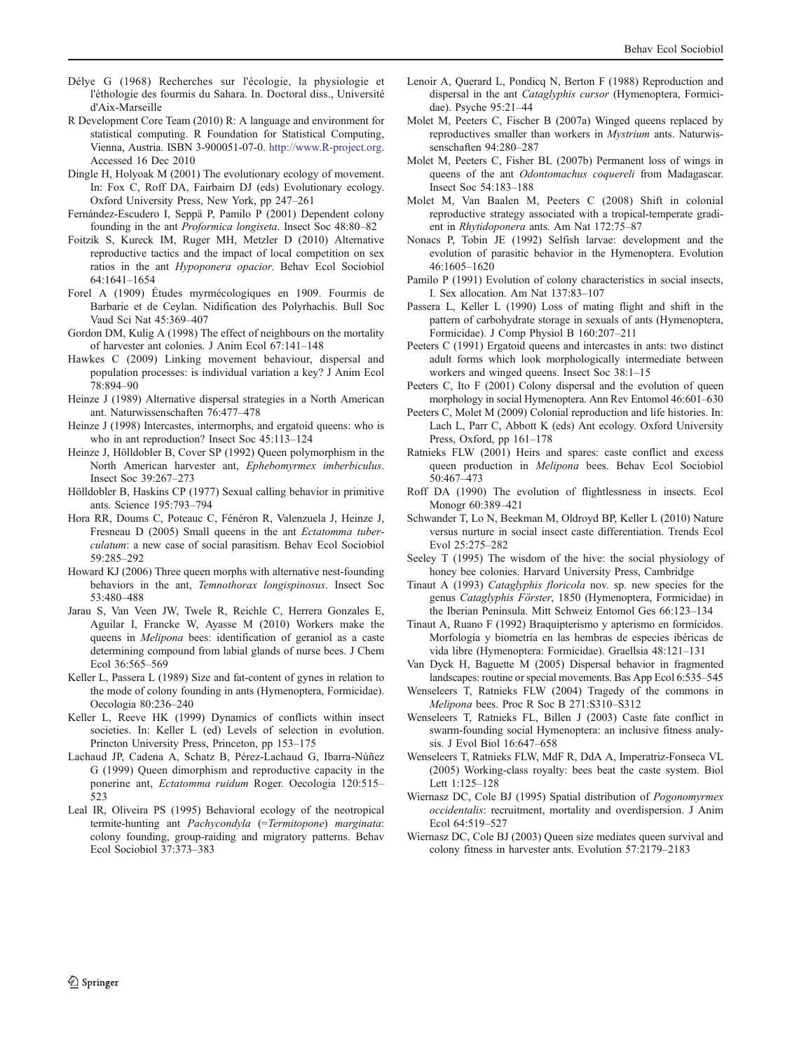Délye G (1968) Recherches sur l'écologie, la physiologie et l'éthologie des fourmis du Sahara. In. Doctoral diss., Université d'Aix-Marseille

R Development Core Team (2010) R: A language and environment for statistical computing. R Foundation for Statistical Computing, Vienna, Austria. ISBN 3-900051-07-0. http://www.R-project.org. Accessed 16 Dec 2010

Dingle H, Holyoak M (2001) The evolutionary ecology of movement. In: Fox C, Roff DA, Fairbairn DJ (eds) Evolutionary ecology. Oxford University Press, New York, pp 247–261

Fernández-Escudero I, Seppä P, Pamilo P (2001) Dependent colony founding in the ant *Proformica longiseta*. Insect Soc 48:80–82

Foitzik S, Kureck IM, Ruger MH, Metzler D (2010) Alternative reproductive tactics and the impact of local competition on sex ratios in the ant *Hypoponera opacior*. Behav Ecol Sociobiol 64:1641–1654

Forel A (1909) Études myrmécologiques en 1909. Fourmis de Barbarie et de Ceylan. Nidification des Polyrhachis. Bull Soc Vaud Sci Nat 45:369–407

Gordon DM, Kulig A (1998) The effect of neighbours on the mortality of harvester ant colonies. J Anim Ecol 67:141–148

Hawkes C (2009) Linking movement behaviour, dispersal and population processes: is individual variation a key? J Anim Ecol 78:894–90

Heinze J (1989) Alternative dispersal strategies in a North American ant. Naturwissenschaften 76:477–478

Heinze J (1998) Intercastes, intermorphs, and ergatoid queens: who is who in ant reproduction? Insect Soc 45:113–124

Heinze J, Hölldobler B, Cover SP (1992) Queen polymorphism in the North American harvester ant, *Ephebomyrmex imberbiculus*. Insect Soc 39:267–273

Hölldobler B, Haskins CP (1977) Sexual calling behavior in primitive ants. Science 195:793–794

Hora RR, Doums C, Poteaux C, Fénéron R, Valenzuela J, Heinze J, Fresneau D (2005) Small queens in the ant *Ectatomma tuberculatum*: a new case of social parasitism. Behav Ecol Sociobiol 59:285–292

Howard KJ (2006) Three queen morphs with alternative nest-founding behaviors in the ant, *Temnothorax longispinosus*. Insect Soc 53:480–488

Jarau S, Van Veen JW, Twele R, Reichle C, Herrera Gonzales E, Aguilar I, Francke W, Ayasse M (2010) Workers make the queens in *Melipona* bees: identification of geraniol as a caste determining compound from labial glands of nurse bees. J Chem Ecol 36:565–569

Keller L, Passera L (1989) Size and fat-content of gynes in relation to the mode of colony founding in ants (Hymenoptera, Formicidae). Oecologia 80:236–240

Keller L, Reeve HK (1999) Dynamics of conflicts within insect societies. In: Keller L (ed) Levels of selection in evolution. Princton University Press, Princeton, pp 153–175

Lachaud JP, Cadena A, Schatz B, Pérez-Lachaud G, Ibarra-Núñez G (1999) Queen dimorphism and reproductive capacity in the ponerine ant, *Ectatomma ruidum* Roger. Oecologia 120:515–523

Leal IR, Oliveira PS (1995) Behavioral ecology of the neotropical termite-hunting ant *Pachycondyla* (=*Termitopone*) *marginata*: colony founding, group-raiding and migratory patterns. Behav Ecol Sociobiol 37:373–383

Lenoir A, Querard L, Pondicq N, Berton F (1988) Reproduction and dispersal in the ant *Cataglyphis cursor* (Hymenoptera, Formicidae). Psyche 95:21–44

Molet M, Peeters C, Fischer B (2007a) Winged queens replaced by reproductives smaller than workers in *Mystrium* ants. Naturwissenschaften 94:280–287

Molet M, Peeters C, Fisher BL (2007b) Permanent loss of wings in queens of the ant *Odontomachus coquereli* from Madagascar. Insect Soc 54:183–188

Molet M, Van Baalen M, Peeters C (2008) Shift in colonial reproductive strategy associated with a tropical-temperate gradient in *Rhytidoponera* ants. Am Nat 172:75–87

Nonacs P, Tobin JE (1992) Selfish larvae: development and the evolution of parasitic behavior in the Hymenoptera. Evolution 46:1605–1620

Pamilo P (1991) Evolution of colony characteristics in social insects, I. Sex allocation. Am Nat 137:83–107

Passera L, Keller L (1990) Loss of mating flight and shift in the pattern of carbohydrate storage in sexuals of ants (Hymenoptera, Formicidae). J Comp Physiol B 160:207–211

Peeters C (1991) Ergatoid queens and intercastes in ants: two distinct adult forms which look morphologically intermediate between workers and winged queens. Insect Soc 38:1–15

Peeters C, Ito F (2001) Colony dispersal and the evolution of queen morphology in social Hymenoptera. Ann Rev Entomol 46:601–630

Peeters C, Molet M (2009) Colonial reproduction and life histories. In: Lach L, Parr C, Abbott K (eds) Ant ecology. Oxford University Press, Oxford, pp 161–178

Ratnieks FLW (2001) Heirs and spares: caste conflict and excess queen production in *Melipona* bees. Behav Ecol Sociobiol 50:467–473

Roff DA (1990) The evolution of flightlessness in insects. Ecol Monogr 60:389–421

Schwander T, Lo N, Beekman M, Oldroyd BP, Keller L (2010) Nature versus nurture in social insect caste differentiation. Trends Ecol Evol 25:275–282

Seeley T (1995) The wisdom of the hive: the social physiology of honey bee colonies. Harvard University Press, Cambridge

Tinaut A (1993) *Cataglyphis floricola* nov. sp. new species for the genus *Cataglyphis Förster*, 1850 (Hymenoptera, Formicidae) in the Iberian Peninsula. Mitt Schweiz Entomol Ges 66:123–134

Tinaut A, Ruano F (1992) Braquipterismo y apterismo en formícidos. Morfología y biometría en las hembras de especies ibéricas de vida libre (Hymenoptera: Formicidae). Graellsia 48:121–131

Van Dyck H, Baguette M (2005) Dispersal behavior in fragmented landscapes: routine or special movements. Bas App Ecol 6:535–545

Wenseleers T, Ratnieks FLW (2004) Tragedy of the commons in *Melipona* bees. Proc R Soc B 271:S310–S312

Wenseleers T, Ratnieks FL, Billen J (2003) Caste fate conflict in swarm-founding social Hymenoptera: an inclusive fitness analysis. J Evol Biol 16:647–658

Wenseleers T, Ratnieks FLW, MdF R, DdA A, Imperatriz-Fonseca VL (2005) Working-class royalty: bees beat the caste system. Biol Lett 1:125–128

Wiernasz DC, Cole BJ (1995) Spatial distribution of *Pogonomyrmex occidentalis*: recruitment, mortality and overdispersion. J Anim Ecol 64:519–527

Wiernasz DC, Cole BJ (2003) Queen size mediates queen survival and colony fitness in harvester ants. Evolution 57:2179–2183